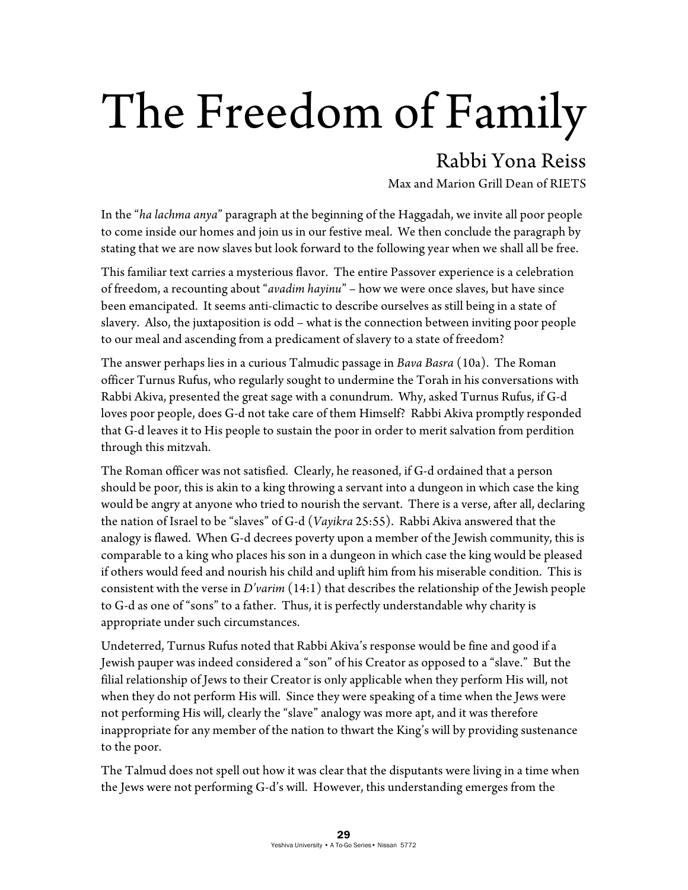# The Freedom of Family

## Rabbi Yona Reiss

Max and Marion Grill Dean of RIETS

In the "*ha lachma anya*" paragraph at the beginning of the Haggadah, we invite all poor people to come inside our homes and join us in our festive meal. We then conclude the paragraph by stating that we are now slaves but look forward to the following year when we shall all be free.

This familiar text carries a mysterious flavor. The entire Passover experience is a celebration of freedom, a recounting about "*avadim hayinu*" – how we were once slaves, but have since been emancipated. It seems anti-climactic to describe ourselves as still being in a state of slavery. Also, the juxtaposition is odd – what is the connection between inviting poor people to our meal and ascending from a predicament of slavery to a state of freedom?

The answer perhaps lies in a curious Talmudic passage in *Bava Basra* (10a). The Roman officer Turnus Rufus, who regularly sought to undermine the Torah in his conversations with Rabbi Akiva, presented the great sage with a conundrum. Why, asked Turnus Rufus, if G-d loves poor people, does G-d not take care of them Himself? Rabbi Akiva promptly responded that G-d leaves it to His people to sustain the poor in order to merit salvation from perdition through this mitzvah.

The Roman officer was not satisfied. Clearly, he reasoned, if G-d ordained that a person should be poor, this is akin to a king throwing a servant into a dungeon in which case the king would be angry at anyone who tried to nourish the servant. There is a verse, after all, declaring the nation of Israel to be "slaves" of G-d (*Vayikra* 25:55). Rabbi Akiva answered that the analogy is flawed. When G-d decrees poverty upon a member of the Jewish community, this is comparable to a king who places his son in a dungeon in which case the king would be pleased if others would feed and nourish his child and uplift him from his miserable condition. This is consistent with the verse in *D'varim* (14:1) that describes the relationship of the Jewish people to G-d as one of "sons" to a father. Thus, it is perfectly understandable why charity is appropriate under such circumstances.

Undeterred, Turnus Rufus noted that Rabbi Akiva's response would be fine and good if a Jewish pauper was indeed considered a "son" of his Creator as opposed to a "slave." But the filial relationship of Jews to their Creator is only applicable when they perform His will, not when they do not perform His will. Since they were speaking of a time when the Jews were not performing His will, clearly the "slave" analogy was more apt, and it was therefore inappropriate for any member of the nation to thwart the King's will by providing sustenance to the poor.

The Talmud does not spell out how it was clear that the disputants were living in a time when the Jews were not performing G-d's will. However, this understanding emerges from the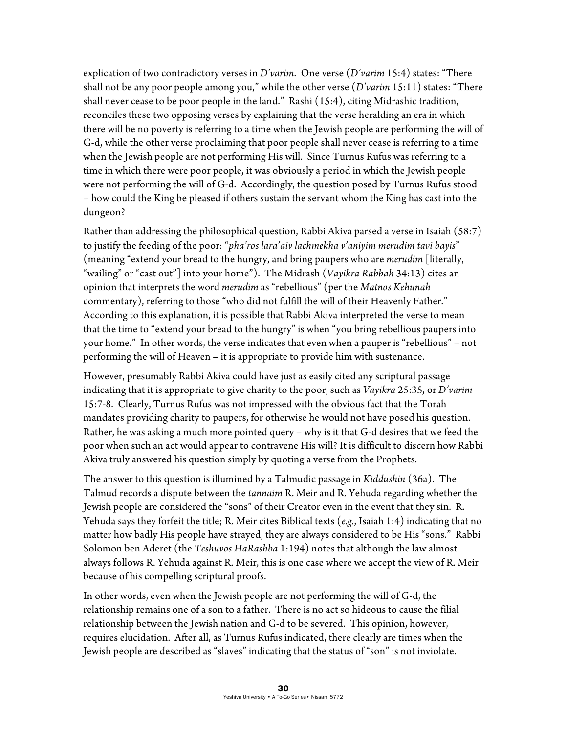explication of two contradictory verses in *D'varim*. One verse (*D'varim* 15:4) states: "There shall not be any poor people among you," while the other verse (*D'varim* 15:11) states: "There shall never cease to be poor people in the land." Rashi (15:4), citing Midrashic tradition, reconciles these two opposing verses by explaining that the verse heralding an era in which there will be no poverty is referring to a time when the Jewish people are performing the will of G-d, while the other verse proclaiming that poor people shall never cease is referring to a time when the Jewish people are not performing His will. Since Turnus Rufus was referring to a time in which there were poor people, it was obviously a period in which the Jewish people were not performing the will of G-d. Accordingly, the question posed by Turnus Rufus stood – how could the King be pleased if others sustain the servant whom the King has cast into the dungeon?

Rather than addressing the philosophical question, Rabbi Akiva parsed a verse in Isaiah (58:7) to justify the feeding of the poor: "*pha'ros lara'aiv lachmekha v'aniyim merudim tavi bayis*" (meaning "extend your bread to the hungry, and bring paupers who are *merudim* [literally, "wailing" or "cast out"] into your home"). The Midrash (*Vayikra Rabbah* 34:13) cites an opinion that interprets the word *merudim* as "rebellious" (per the *Matnos Kehunah* commentary), referring to those "who did not fulfill the will of their Heavenly Father." According to this explanation, it is possible that Rabbi Akiva interpreted the verse to mean that the time to "extend your bread to the hungry" is when "you bring rebellious paupers into your home." In other words, the verse indicates that even when a pauper is "rebellious" – not performing the will of Heaven – it is appropriate to provide him with sustenance.

However, presumably Rabbi Akiva could have just as easily cited any scriptural passage indicating that it is appropriate to give charity to the poor, such as *Vayikra* 25:35, or *D'varim* 15:7-8. Clearly, Turnus Rufus was not impressed with the obvious fact that the Torah mandates providing charity to paupers, for otherwise he would not have posed his question. Rather, he was asking a much more pointed query – why is it that G-d desires that we feed the poor when such an act would appear to contravene His will? It is difficult to discern how Rabbi Akiva truly answered his question simply by quoting a verse from the Prophets.

The answer to this question is illumined by a Talmudic passage in *Kiddushin* (36a). The Talmud records a dispute between the *tannaim* R. Meir and R. Yehuda regarding whether the Jewish people are considered the "sons" of their Creator even in the event that they sin. R. Yehuda says they forfeit the title; R. Meir cites Biblical texts (*e.g.*, Isaiah 1:4) indicating that no matter how badly His people have strayed, they are always considered to be His "sons." Rabbi Solomon ben Aderet (the *Teshuvos HaRashba* 1:194) notes that although the law almost always follows R. Yehuda against R. Meir, this is one case where we accept the view of R. Meir because of his compelling scriptural proofs.

In other words, even when the Jewish people are not performing the will of G-d, the relationship remains one of a son to a father. There is no act so hideous to cause the filial relationship between the Jewish nation and G-d to be severed. This opinion, however, requires elucidation. After all, as Turnus Rufus indicated, there clearly are times when the Jewish people are described as "slaves" indicating that the status of "son" is not inviolate.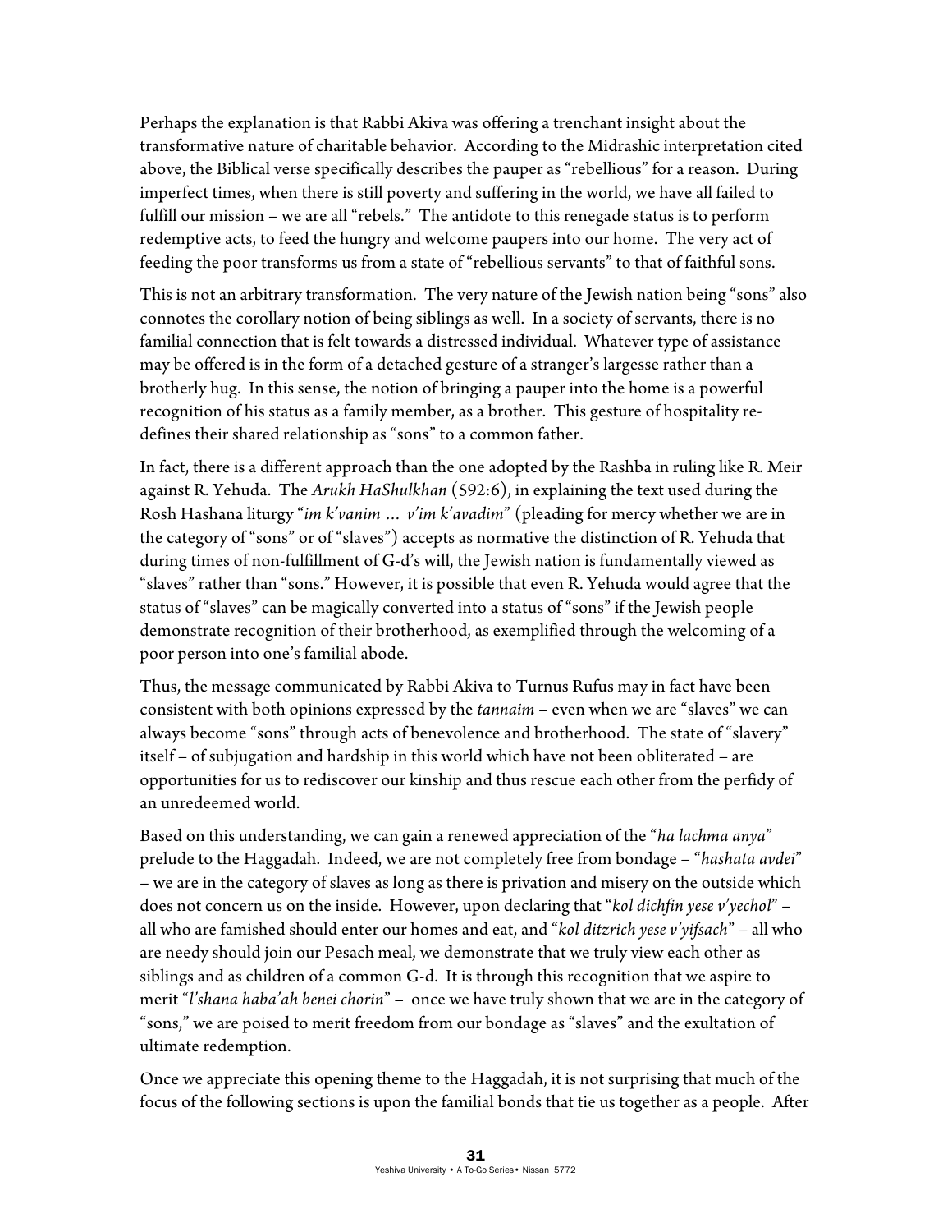Perhaps the explanation is that Rabbi Akiva was offering a trenchant insight about the transformative nature of charitable behavior. According to the Midrashic interpretation cited above, the Biblical verse specifically describes the pauper as "rebellious" for a reason. During imperfect times, when there is still poverty and suffering in the world, we have all failed to fulfill our mission – we are all "rebels." The antidote to this renegade status is to perform redemptive acts, to feed the hungry and welcome paupers into our home. The very act of feeding the poor transforms us from a state of "rebellious servants" to that of faithful sons.

This is not an arbitrary transformation. The very nature of the Jewish nation being "sons" also connotes the corollary notion of being siblings as well. In a society of servants, there is no familial connection that is felt towards a distressed individual. Whatever type of assistance may be offered is in the form of a detached gesture of a stranger's largesse rather than a brotherly hug. In this sense, the notion of bringing a pauper into the home is a powerful recognition of his status as a family member, as a brother. This gesture of hospitality re-defines their shared relationship as "sons" to a common father.

In fact, there is a different approach than the one adopted by the Rashba in ruling like R. Meir against R. Yehuda. The *Arukh HaShulkhan* (592:6), in explaining the text used during the Rosh Hashana liturgy "*im k'vanim … v'im k'avadim*" (pleading for mercy whether we are in the category of "sons" or of "slaves") accepts as normative the distinction of R. Yehuda that during times of non-fulfillment of G-d's will, the Jewish nation is fundamentally viewed as "slaves" rather than "sons." However, it is possible that even R. Yehuda would agree that the status of "slaves" can be magically converted into a status of "sons" if the Jewish people demonstrate recognition of their brotherhood, as exemplified through the welcoming of a poor person into one's familial abode.

Thus, the message communicated by Rabbi Akiva to Turnus Rufus may in fact have been consistent with both opinions expressed by the *tannaim* – even when we are "slaves" we can always become "sons" through acts of benevolence and brotherhood. The state of "slavery" itself – of subjugation and hardship in this world which have not been obliterated – are opportunities for us to rediscover our kinship and thus rescue each other from the perfidy of an unredeemed world.

Based on this understanding, we can gain a renewed appreciation of the "*ha lachma anya*" prelude to the Haggadah. Indeed, we are not completely free from bondage – "*hashata avdei*" – we are in the category of slaves as long as there is privation and misery on the outside which does not concern us on the inside. However, upon declaring that "*kol dichfin yese v'yechol*" – all who are famished should enter our homes and eat, and "*kol ditzrich yese v'yifsach*" – all who are needy should join our Pesach meal, we demonstrate that we truly view each other as siblings and as children of a common G-d. It is through this recognition that we aspire to merit "*l'shana haba'ah benei chorin*" – once we have truly shown that we are in the category of "sons," we are poised to merit freedom from our bondage as "slaves" and the exultation of ultimate redemption.

Once we appreciate this opening theme to the Haggadah, it is not surprising that much of the focus of the following sections is upon the familial bonds that tie us together as a people. After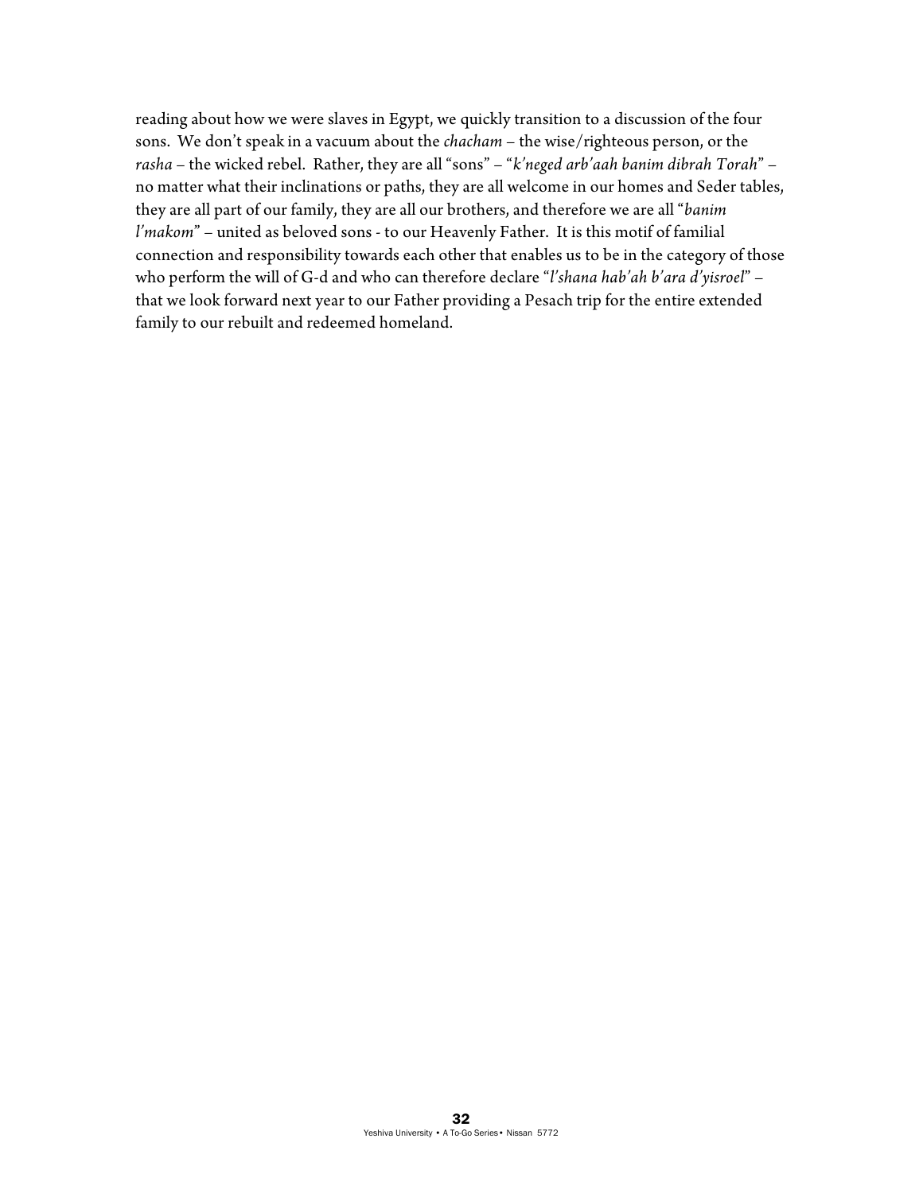reading about how we were slaves in Egypt, we quickly transition to a discussion of the four sons. We don't speak in a vacuum about the *chacham* – the wise/righteous person, or the *rasha* – the wicked rebel. Rather, they are all "sons" – "*k'neged arb'aah banim dibrah Torah*" – no matter what their inclinations or paths, they are all welcome in our homes and Seder tables, they are all part of our family, they are all our brothers, and therefore we are all "*banim l'makom*" – united as beloved sons - to our Heavenly Father. It is this motif of familial connection and responsibility towards each other that enables us to be in the category of those who perform the will of G-d and who can therefore declare "*l'shana hab'ah b'ara d'yisroel*" – that we look forward next year to our Father providing a Pesach trip for the entire extended family to our rebuilt and redeemed homeland.